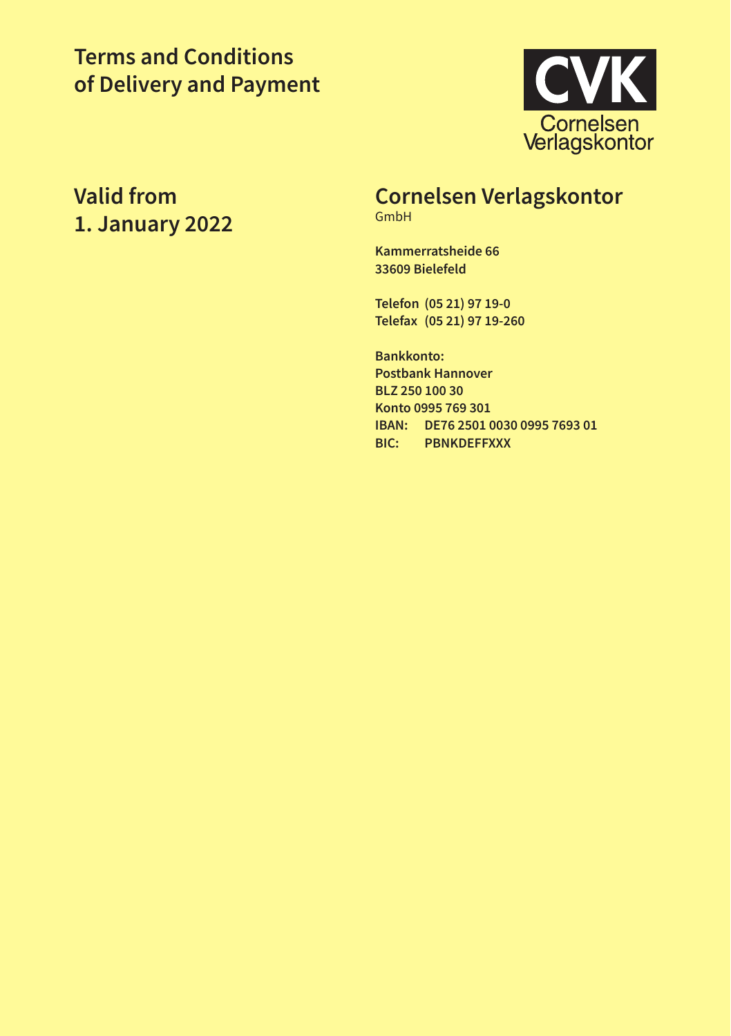# Terms and Conditions of Delivery and Payment

CVK
Cornelsen
Verlagskontor

## Valid from 1. January 2022

## Cornelsen Verlagskontor
GmbH

**Kammerratsheide 66**
**33609 Bielefeld**

**Telefon (05 21) 97 19-0**
**Telefax (05 21) 97 19-260**

**Bankkonto:**
**Postbank Hannover**
**BLZ 250 100 30**
**Konto 0995 769 301**
**IBAN: DE76 2501 0030 0995 7693 01**
**BIC: PBNKDEFFXXX**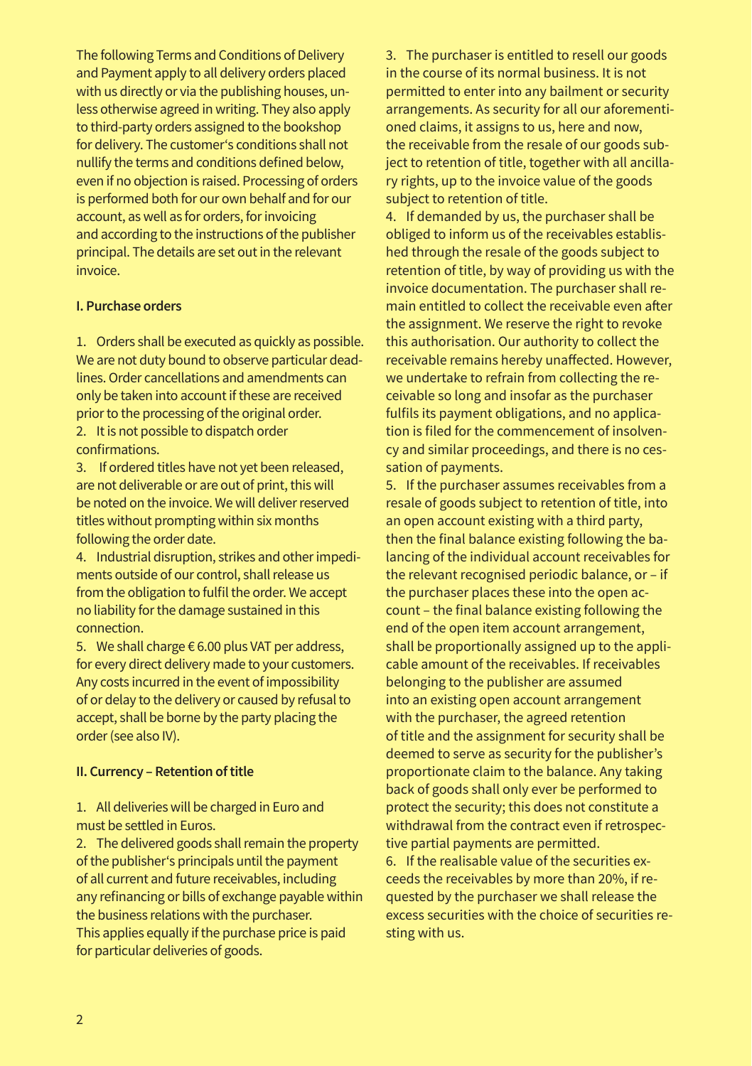The following Terms and Conditions of Delivery and Payment apply to all delivery orders placed with us directly or via the publishing houses, unless otherwise agreed in writing. They also apply to third-party orders assigned to the bookshop for delivery. The customer's conditions shall not nullify the terms and conditions defined below, even if no objection is raised. Processing of orders is performed both for our own behalf and for our account, as well as for orders, for invoicing and according to the instructions of the publisher principal. The details are set out in the relevant invoice.

**I. Purchase orders**

1. Orders shall be executed as quickly as possible. We are not duty bound to observe particular deadlines. Order cancellations and amendments can only be taken into account if these are received prior to the processing of the original order.
2. It is not possible to dispatch order confirmations.
3. If ordered titles have not yet been released, are not deliverable or are out of print, this will be noted on the invoice. We will deliver reserved titles without prompting within six months following the order date.
4. Industrial disruption, strikes and other impediments outside of our control, shall release us from the obligation to fulfil the order. We accept no liability for the damage sustained in this connection.
5. We shall charge € 6.00 plus VAT per address, for every direct delivery made to your customers. Any costs incurred in the event of impossibility of or delay to the delivery or caused by refusal to accept, shall be borne by the party placing the order (see also IV).

**II. Currency – Retention of title**

1. All deliveries will be charged in Euro and must be settled in Euros.
2. The delivered goods shall remain the property of the publisher's principals until the payment of all current and future receivables, including any refinancing or bills of exchange payable within the business relations with the purchaser. This applies equally if the purchase price is paid for particular deliveries of goods.
3. The purchaser is entitled to resell our goods in the course of its normal business. It is not permitted to enter into any bailment or security arrangements. As security for all our aforementioned claims, it assigns to us, here and now, the receivable from the resale of our goods subject to retention of title, together with all ancillary rights, up to the invoice value of the goods subject to retention of title.
4. If demanded by us, the purchaser shall be obliged to inform us of the receivables established through the resale of the goods subject to retention of title, by way of providing us with the invoice documentation. The purchaser shall remain entitled to collect the receivable even after the assignment. We reserve the right to revoke this authorisation. Our authority to collect the receivable remains hereby unaffected. However, we undertake to refrain from collecting the receivable so long and insofar as the purchaser fulfils its payment obligations, and no application is filed for the commencement of insolvency and similar proceedings, and there is no cessation of payments.
5. If the purchaser assumes receivables from a resale of goods subject to retention of title, into an open account existing with a third party, then the final balance existing following the balancing of the individual account receivables for the relevant recognised periodic balance, or – if the purchaser places these into the open account – the final balance existing following the end of the open item account arrangement, shall be proportionally assigned up to the applicable amount of the receivables. If receivables belonging to the publisher are assumed into an existing open account arrangement with the purchaser, the agreed retention of title and the assignment for security shall be deemed to serve as security for the publisher's proportionate claim to the balance. Any taking back of goods shall only ever be performed to protect the security; this does not constitute a withdrawal from the contract even if retrospective partial payments are permitted.
6. If the realisable value of the securities exceeds the receivables by more than 20%, if requested by the purchaser we shall release the excess securities with the choice of securities resting with us.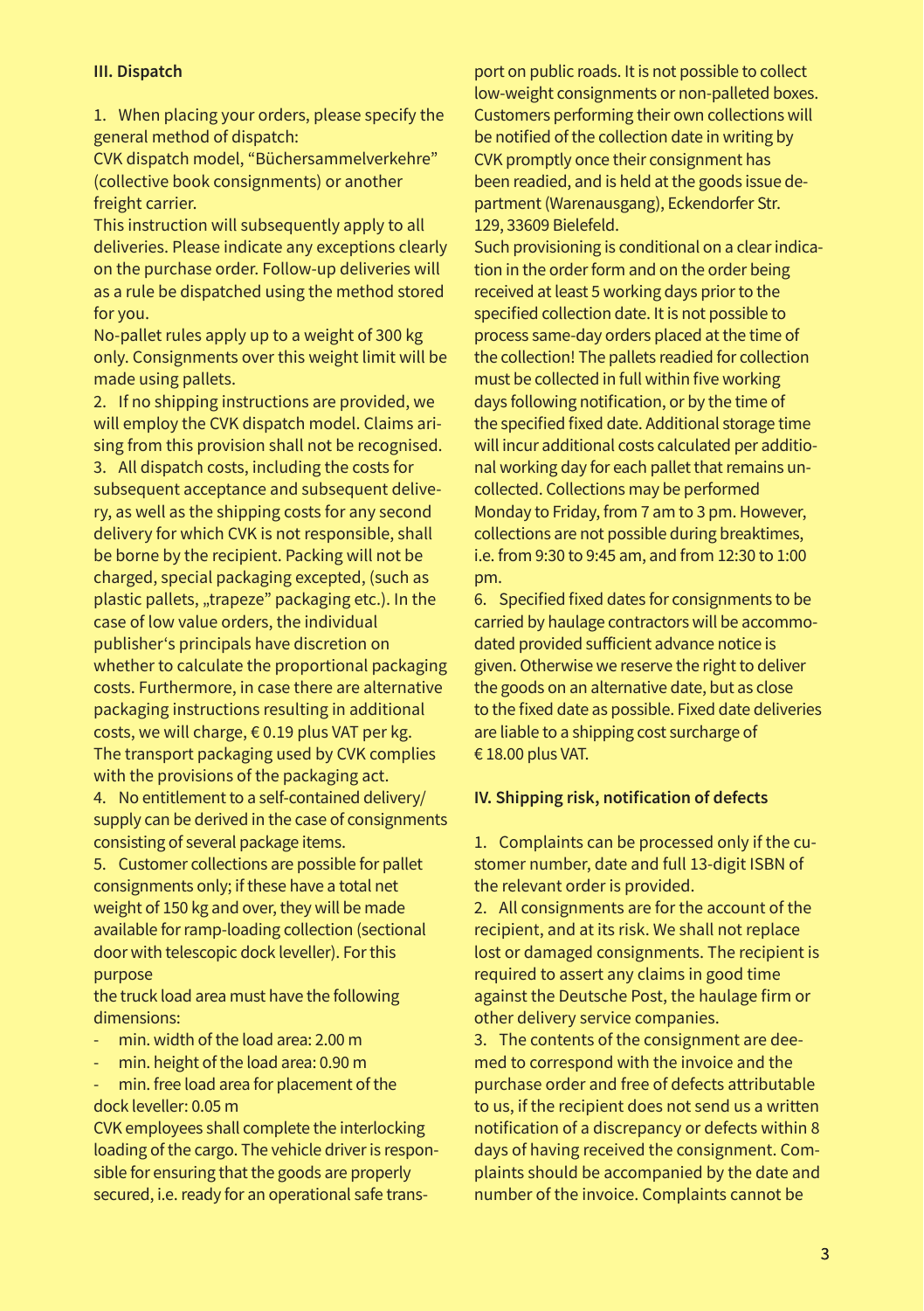## III. Dispatch

1. When placing your orders, please specify the general method of dispatch:
CVK dispatch model, "Büchersammelverkehre" (collective book consignments) or another freight carrier.
This instruction will subsequently apply to all deliveries. Please indicate any exceptions clearly on the purchase order. Follow-up deliveries will as a rule be dispatched using the method stored for you.
No-pallet rules apply up to a weight of 300 kg only. Consignments over this weight limit will be made using pallets.
2. If no shipping instructions are provided, we will employ the CVK dispatch model. Claims arising from this provision shall not be recognised.
3. All dispatch costs, including the costs for subsequent acceptance and subsequent delivery, as well as the shipping costs for any second delivery for which CVK is not responsible, shall be borne by the recipient. Packing will not be charged, special packaging excepted, (such as plastic pallets, „trapeze" packaging etc.). In the case of low value orders, the individual publisher's principals have discretion on whether to calculate the proportional packaging costs. Furthermore, in case there are alternative packaging instructions resulting in additional costs, we will charge, € 0.19 plus VAT per kg. The transport packaging used by CVK complies with the provisions of the packaging act.
4. No entitlement to a self-contained delivery/supply can be derived in the case of consignments consisting of several package items.
5. Customer collections are possible for pallet consignments only; if these have a total net weight of 150 kg and over, they will be made available for ramp-loading collection (sectional door with telescopic dock leveller). For this purpose
the truck load area must have the following dimensions:
- min. width of the load area: 2.00 m
- min. height of the load area: 0.90 m
- min. free load area for placement of the dock leveller: 0.05 m

CVK employees shall complete the interlocking loading of the cargo. The vehicle driver is responsible for ensuring that the goods are properly secured, i.e. ready for an operational safe transport on public roads. It is not possible to collect low-weight consignments or non-palleted boxes. Customers performing their own collections will be notified of the collection date in writing by CVK promptly once their consignment has been readied, and is held at the goods issue department (Warenausgang), Eckendorfer Str. 129, 33609 Bielefeld.
Such provisioning is conditional on a clear indication in the order form and on the order being received at least 5 working days prior to the specified collection date. It is not possible to process same-day orders placed at the time of the collection! The pallets readied for collection must be collected in full within five working days following notification, or by the time of the specified fixed date. Additional storage time will incur additional costs calculated per additional working day for each pallet that remains uncollected. Collections may be performed Monday to Friday, from 7 am to 3 pm. However, collections are not possible during breaktimes, i.e. from 9:30 to 9:45 am, and from 12:30 to 1:00 pm.
6. Specified fixed dates for consignments to be carried by haulage contractors will be accommodated provided sufficient advance notice is given. Otherwise we reserve the right to deliver the goods on an alternative date, but as close to the fixed date as possible. Fixed date deliveries are liable to a shipping cost surcharge of € 18.00 plus VAT.

## IV. Shipping risk, notification of defects

1. Complaints can be processed only if the customer number, date and full 13-digit ISBN of the relevant order is provided.
2. All consignments are for the account of the recipient, and at its risk. We shall not replace lost or damaged consignments. The recipient is required to assert any claims in good time against the Deutsche Post, the haulage firm or other delivery service companies.
3. The contents of the consignment are deemed to correspond with the invoice and the purchase order and free of defects attributable to us, if the recipient does not send us a written notification of a discrepancy or defects within 8 days of having received the consignment. Complaints should be accompanied by the date and number of the invoice. Complaints cannot be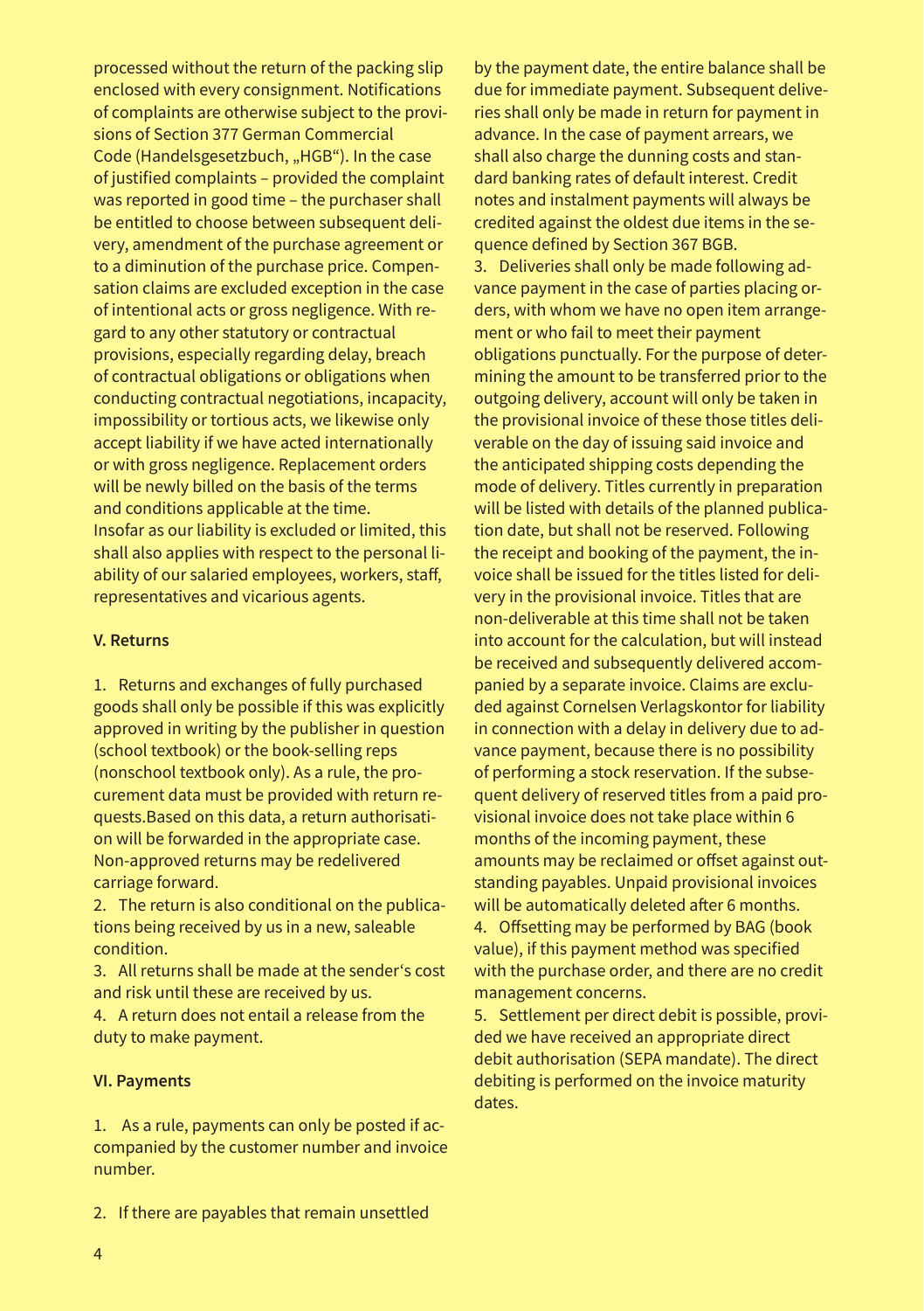processed without the return of the packing slip enclosed with every consignment. Notifications of complaints are otherwise subject to the provisions of Section 377 German Commercial Code (Handelsgesetzbuch, „HGB"). In the case of justified complaints – provided the complaint was reported in good time – the purchaser shall be entitled to choose between subsequent delivery, amendment of the purchase agreement or to a diminution of the purchase price. Compensation claims are excluded exception in the case of intentional acts or gross negligence. With regard to any other statutory or contractual provisions, especially regarding delay, breach of contractual obligations or obligations when conducting contractual negotiations, incapacity, impossibility or tortious acts, we likewise only accept liability if we have acted internationally or with gross negligence. Replacement orders will be newly billed on the basis of the terms and conditions applicable at the time.
Insofar as our liability is excluded or limited, this shall also applies with respect to the personal liability of our salaried employees, workers, staff, representatives and vicarious agents.

**V. Returns**

1. Returns and exchanges of fully purchased goods shall only be possible if this was explicitly approved in writing by the publisher in question (school textbook) or the book-selling reps (nonschool textbook only). As a rule, the procurement data must be provided with return requests.Based on this data, a return authorisation will be forwarded in the appropriate case. Non-approved returns may be redelivered carriage forward.
2. The return is also conditional on the publications being received by us in a new, saleable condition.
3. All returns shall be made at the sender's cost and risk until these are received by us.
4. A return does not entail a release from the duty to make payment.

**VI. Payments**

1. As a rule, payments can only be posted if accompanied by the customer number and invoice number.

2. If there are payables that remain unsettled by the payment date, the entire balance shall be due for immediate payment. Subsequent deliveries shall only be made in return for payment in advance. In the case of payment arrears, we shall also charge the dunning costs and standard banking rates of default interest. Credit notes and instalment payments will always be credited against the oldest due items in the sequence defined by Section 367 BGB.
3. Deliveries shall only be made following advance payment in the case of parties placing orders, with whom we have no open item arrangement or who fail to meet their payment obligations punctually. For the purpose of determining the amount to be transferred prior to the outgoing delivery, account will only be taken in the provisional invoice of these those titles deliverable on the day of issuing said invoice and the anticipated shipping costs depending the mode of delivery. Titles currently in preparation will be listed with details of the planned publication date, but shall not be reserved. Following the receipt and booking of the payment, the invoice shall be issued for the titles listed for delivery in the provisional invoice. Titles that are non-deliverable at this time shall not be taken into account for the calculation, but will instead be received and subsequently delivered accompanied by a separate invoice. Claims are excluded against Cornelsen Verlagskontor for liability in connection with a delay in delivery due to advance payment, because there is no possibility of performing a stock reservation. If the subsequent delivery of reserved titles from a paid provisional invoice does not take place within 6 months of the incoming payment, these amounts may be reclaimed or offset against outstanding payables. Unpaid provisional invoices will be automatically deleted after 6 months.
4. Offsetting may be performed by BAG (book value), if this payment method was specified with the purchase order, and there are no credit management concerns.
5. Settlement per direct debit is possible, provided we have received an appropriate direct debit authorisation (SEPA mandate). The direct debiting is performed on the invoice maturity dates.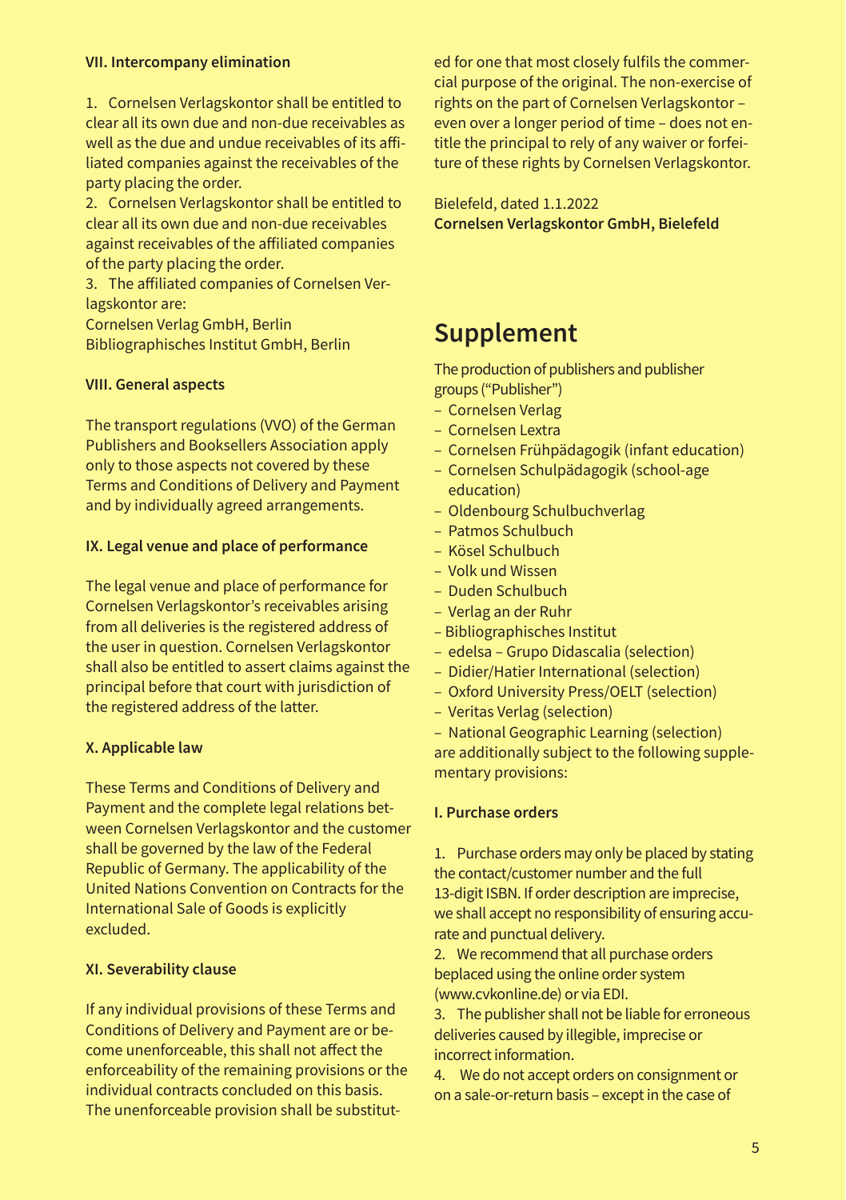**VII. Intercompany elimination**

1. Cornelsen Verlagskontor shall be entitled to clear all its own due and non-due receivables as well as the due and undue receivables of its affiliated companies against the receivables of the party placing the order.
2. Cornelsen Verlagskontor shall be entitled to clear all its own due and non-due receivables against receivables of the affiliated companies of the party placing the order.
3. The affiliated companies of Cornelsen Verlagskontor are:
Cornelsen Verlag GmbH, Berlin
Bibliographisches Institut GmbH, Berlin

**VIII. General aspects**

The transport regulations (VVO) of the German Publishers and Booksellers Association apply only to those aspects not covered by these Terms and Conditions of Delivery and Payment and by individually agreed arrangements.

**IX. Legal venue and place of performance**

The legal venue and place of performance for Cornelsen Verlagskontor's receivables arising from all deliveries is the registered address of the user in question. Cornelsen Verlagskontor shall also be entitled to assert claims against the principal before that court with jurisdiction of the registered address of the latter.

**X. Applicable law**

These Terms and Conditions of Delivery and Payment and the complete legal relations between Cornelsen Verlagskontor and the customer shall be governed by the law of the Federal Republic of Germany. The applicability of the United Nations Convention on Contracts for the International Sale of Goods is explicitly excluded.

**XI. Severability clause**

If any individual provisions of these Terms and Conditions of Delivery and Payment are or become unenforceable, this shall not affect the enforceability of the remaining provisions or the individual contracts concluded on this basis. The unenforceable provision shall be substituted for one that most closely fulfils the commercial purpose of the original. The non-exercise of rights on the part of Cornelsen Verlagskontor – even over a longer period of time – does not entitle the principal to rely of any waiver or forfeiture of these rights by Cornelsen Verlagskontor.

Bielefeld, dated 1.1.2022
**Cornelsen Verlagskontor GmbH, Bielefeld**

# Supplement

The production of publishers and publisher groups ("Publisher")

- Cornelsen Verlag
- Cornelsen Lextra
- Cornelsen Frühpädagogik (infant education)
- Cornelsen Schulpädagogik (school-age education)
- Oldenbourg Schulbuchverlag
- Patmos Schulbuch
- Kösel Schulbuch
- Volk und Wissen
- Duden Schulbuch
- Verlag an der Ruhr
- Bibliographisches Institut
- edelsa – Grupo Didascalia (selection)
- Didier/Hatier International (selection)
- Oxford University Press/OELT (selection)
- Veritas Verlag (selection)
- National Geographic Learning (selection)

are additionally subject to the following supplementary provisions:

**I. Purchase orders**

1. Purchase orders may only be placed by stating the contact/customer number and the full 13-digit ISBN. If order description are imprecise, we shall accept no responsibility of ensuring accurate and punctual delivery.
2. We recommend that all purchase orders beplaced using the online order system (www.cvkonline.de) or via EDI.
3. The publisher shall not be liable for erroneous deliveries caused by illegible, imprecise or incorrect information.
4. We do not accept orders on consignment or on a sale-or-return basis – except in the case of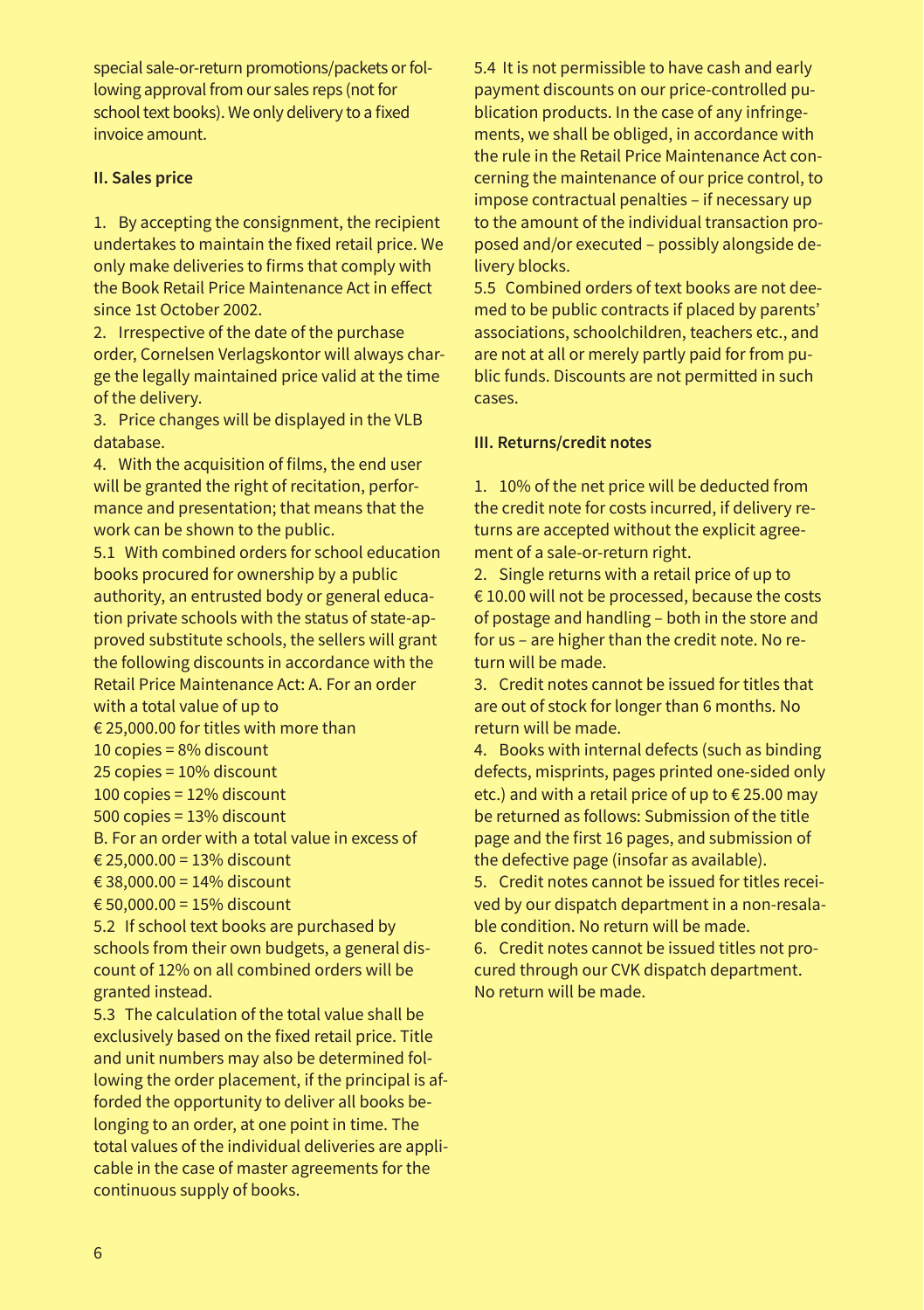special sale-or-return promotions/packets or following approval from our sales reps (not for school text books). We only delivery to a fixed invoice amount.

**II. Sales price**

1. By accepting the consignment, the recipient undertakes to maintain the fixed retail price. We only make deliveries to firms that comply with the Book Retail Price Maintenance Act in effect since 1st October 2002.
2. Irrespective of the date of the purchase order, Cornelsen Verlagskontor will always charge the legally maintained price valid at the time of the delivery.
3. Price changes will be displayed in the VLB database.
4. With the acquisition of films, the end user will be granted the right of recitation, performance and presentation; that means that the work can be shown to the public.

5.1 With combined orders for school education books procured for ownership by a public authority, an entrusted body or general education private schools with the status of state-approved substitute schools, the sellers will grant the following discounts in accordance with the Retail Price Maintenance Act: A. For an order with a total value of up to € 25,000.00 for titles with more than
10 copies = 8% discount
25 copies = 10% discount
100 copies = 12% discount
500 copies = 13% discount
B. For an order with a total value in excess of
€ 25,000.00 = 13% discount
€ 38,000.00 = 14% discount
€ 50,000.00 = 15% discount

5.2 If school text books are purchased by schools from their own budgets, a general discount of 12% on all combined orders will be granted instead.

5.3 The calculation of the total value shall be exclusively based on the fixed retail price. Title and unit numbers may also be determined following the order placement, if the principal is afforded the opportunity to deliver all books belonging to an order, at one point in time. The total values of the individual deliveries are applicable in the case of master agreements for the continuous supply of books.

5.4 It is not permissible to have cash and early payment discounts on our price-controlled publication products. In the case of any infringements, we shall be obliged, in accordance with the rule in the Retail Price Maintenance Act concerning the maintenance of our price control, to impose contractual penalties – if necessary up to the amount of the individual transaction proposed and/or executed – possibly alongside delivery blocks.

5.5 Combined orders of text books are not deemed to be public contracts if placed by parents' associations, schoolchildren, teachers etc., and are not at all or merely partly paid for from public funds. Discounts are not permitted in such cases.

**III. Returns/credit notes**

1. 10% of the net price will be deducted from the credit note for costs incurred, if delivery returns are accepted without the explicit agreement of a sale-or-return right.
2. Single returns with a retail price of up to € 10.00 will not be processed, because the costs of postage and handling – both in the store and for us – are higher than the credit note. No return will be made.
3. Credit notes cannot be issued for titles that are out of stock for longer than 6 months. No return will be made.
4. Books with internal defects (such as binding defects, misprints, pages printed one-sided only etc.) and with a retail price of up to € 25.00 may be returned as follows: Submission of the title page and the first 16 pages, and submission of the defective page (insofar as available).
5. Credit notes cannot be issued for titles received by our dispatch department in a non-resalable condition. No return will be made.
6. Credit notes cannot be issued titles not procured through our CVK dispatch department. No return will be made.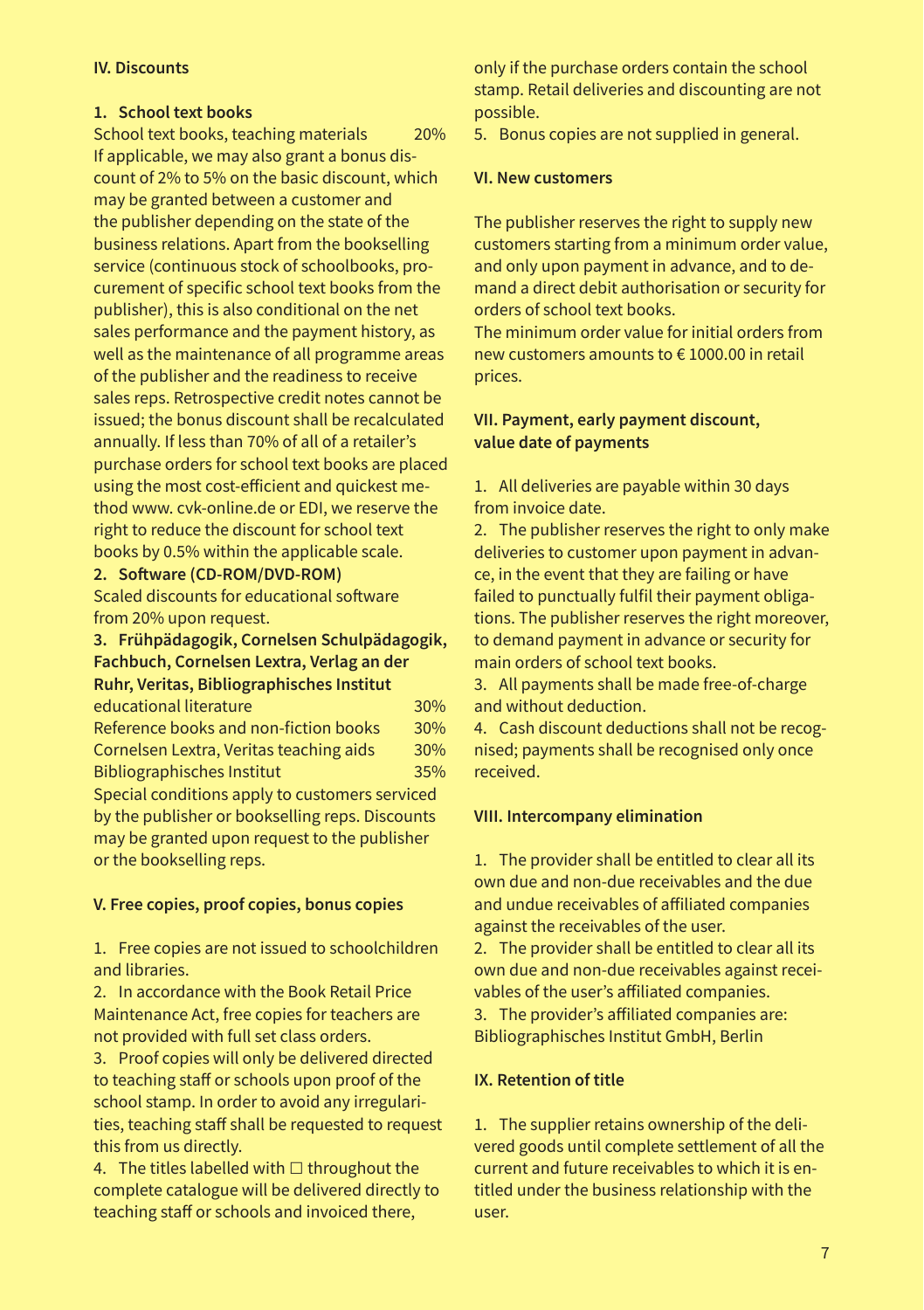## IV. Discounts

**1. School text books**

| School text books, teaching materials | 20% |
|---|---|

If applicable, we may also grant a bonus discount of 2% to 5% on the basic discount, which may be granted between a customer and the publisher depending on the state of the business relations. Apart from the bookselling service (continuous stock of schoolbooks, procurement of specific school text books from the publisher), this is also conditional on the net sales performance and the payment history, as well as the maintenance of all programme areas of the publisher and the readiness to receive sales reps. Retrospective credit notes cannot be issued; the bonus discount shall be recalculated annually. If less than 70% of all of a retailer's purchase orders for school text books are placed using the most cost-efficient and quickest method www. cvk-online.de or EDI, we reserve the right to reduce the discount for school text books by 0.5% within the applicable scale.

**2. Software (CD-ROM/DVD-ROM)**

Scaled discounts for educational software from 20% upon request.

**3. Frühpädagogik, Cornelsen Schulpädagogik, Fachbuch, Cornelsen Lextra, Verlag an der Ruhr, Veritas, Bibliographisches Institut**

| | |
|---|---|
| educational literature | 30% |
| Reference books and non-fiction books | 30% |
| Cornelsen Lextra, Veritas teaching aids | 30% |
| Bibliographisches Institut | 35% |

Special conditions apply to customers serviced by the publisher or bookselling reps. Discounts may be granted upon request to the publisher or the bookselling reps.

## V. Free copies, proof copies, bonus copies

1. Free copies are not issued to schoolchildren and libraries.
2. In accordance with the Book Retail Price Maintenance Act, free copies for teachers are not provided with full set class orders.
3. Proof copies will only be delivered directed to teaching staff or schools upon proof of the school stamp. In order to avoid any irregularities, teaching staff shall be requested to request this from us directly.
4. The titles labelled with ☐ throughout the complete catalogue will be delivered directly to teaching staff or schools and invoiced there, only if the purchase orders contain the school stamp. Retail deliveries and discounting are not possible.
5. Bonus copies are not supplied in general.

## VI. New customers

The publisher reserves the right to supply new customers starting from a minimum order value, and only upon payment in advance, and to demand a direct debit authorisation or security for orders of school text books.
The minimum order value for initial orders from new customers amounts to € 1000.00 in retail prices.

## VII. Payment, early payment discount, value date of payments

1. All deliveries are payable within 30 days from invoice date.
2. The publisher reserves the right to only make deliveries to customer upon payment in advance, in the event that they are failing or have failed to punctually fulfil their payment obligations. The publisher reserves the right moreover, to demand payment in advance or security for main orders of school text books.
3. All payments shall be made free-of-charge and without deduction.
4. Cash discount deductions shall not be recognised; payments shall be recognised only once received.

## VIII. Intercompany elimination

1. The provider shall be entitled to clear all its own due and non-due receivables and the due and undue receivables of affiliated companies against the receivables of the user.
2. The provider shall be entitled to clear all its own due and non-due receivables against receivables of the user's affiliated companies.
3. The provider's affiliated companies are: Bibliographisches Institut GmbH, Berlin

## IX. Retention of title

1. The supplier retains ownership of the delivered goods until complete settlement of all the current and future receivables to which it is entitled under the business relationship with the user.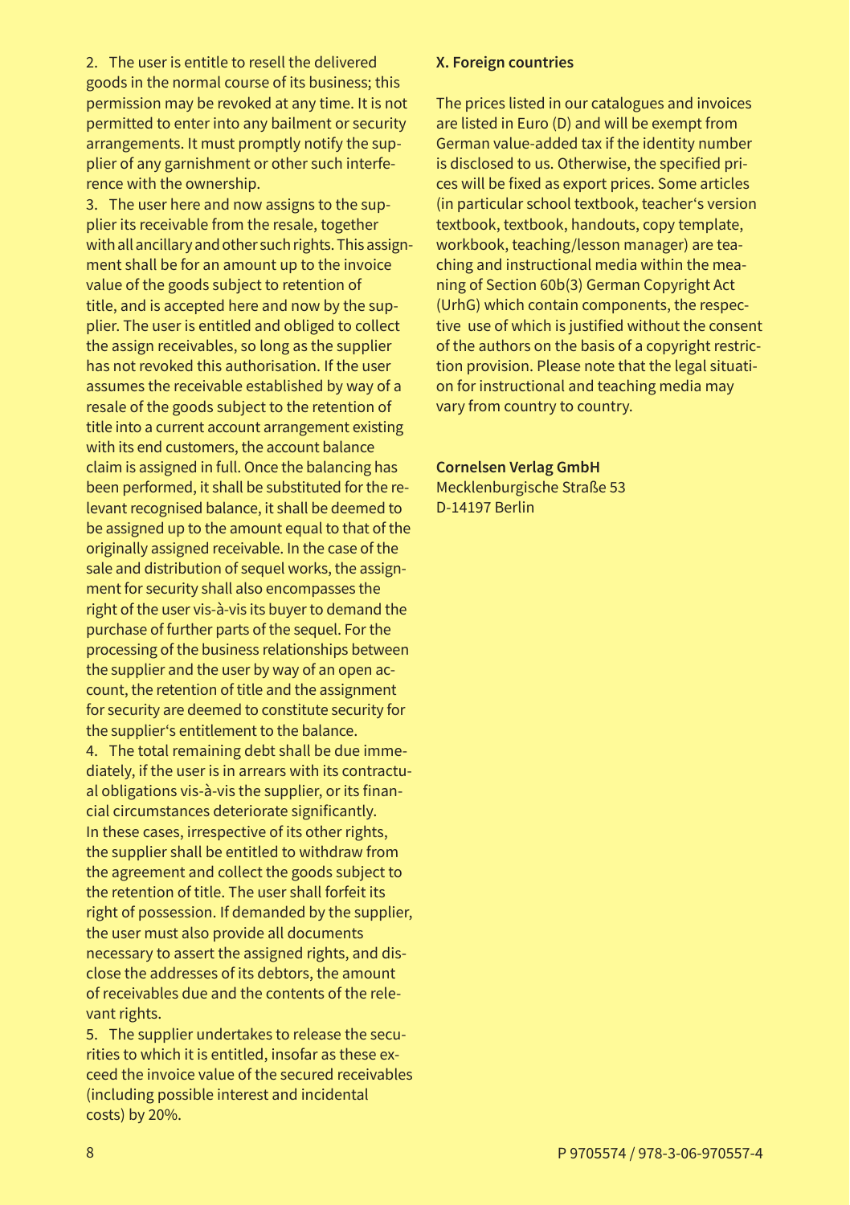2. The user is entitle to resell the delivered goods in the normal course of its business; this permission may be revoked at any time. It is not permitted to enter into any bailment or security arrangements. It must promptly notify the supplier of any garnishment or other such interference with the ownership.

3. The user here and now assigns to the supplier its receivable from the resale, together with all ancillary and other such rights. This assignment shall be for an amount up to the invoice value of the goods subject to retention of title, and is accepted here and now by the supplier. The user is entitled and obliged to collect the assign receivables, so long as the supplier has not revoked this authorisation. If the user assumes the receivable established by way of a resale of the goods subject to the retention of title into a current account arrangement existing with its end customers, the account balance claim is assigned in full. Once the balancing has been performed, it shall be substituted for the relevant recognised balance, it shall be deemed to be assigned up to the amount equal to that of the originally assigned receivable. In the case of the sale and distribution of sequel works, the assignment for security shall also encompasses the right of the user vis-à-vis its buyer to demand the purchase of further parts of the sequel. For the processing of the business relationships between the supplier and the user by way of an open account, the retention of title and the assignment for security are deemed to constitute security for the supplier‘s entitlement to the balance.

4. The total remaining debt shall be due immediately, if the user is in arrears with its contractual obligations vis-à-vis the supplier, or its financial circumstances deteriorate significantly. In these cases, irrespective of its other rights, the supplier shall be entitled to withdraw from the agreement and collect the goods subject to the retention of title. The user shall forfeit its right of possession. If demanded by the supplier, the user must also provide all documents necessary to assert the assigned rights, and disclose the addresses of its debtors, the amount of receivables due and the contents of the relevant rights.

5. The supplier undertakes to release the securities to which it is entitled, insofar as these exceed the invoice value of the secured receivables (including possible interest and incidental costs) by 20%.

**X. Foreign countries**

The prices listed in our catalogues and invoices are listed in Euro (D) and will be exempt from German value-added tax if the identity number is disclosed to us. Otherwise, the specified prices will be fixed as export prices. Some articles (in particular school textbook, teacher‘s version textbook, textbook, handouts, copy template, workbook, teaching/lesson manager) are teaching and instructional media within the meaning of Section 60b(3) German Copyright Act (UrhG) which contain components, the respective use of which is justified without the consent of the authors on the basis of a copyright restriction provision. Please note that the legal situation for instructional and teaching media may vary from country to country.

**Cornelsen Verlag GmbH**
Mecklenburgische Straße 53
D-14197 Berlin

P 9705574 / 978-3-06-970557-4